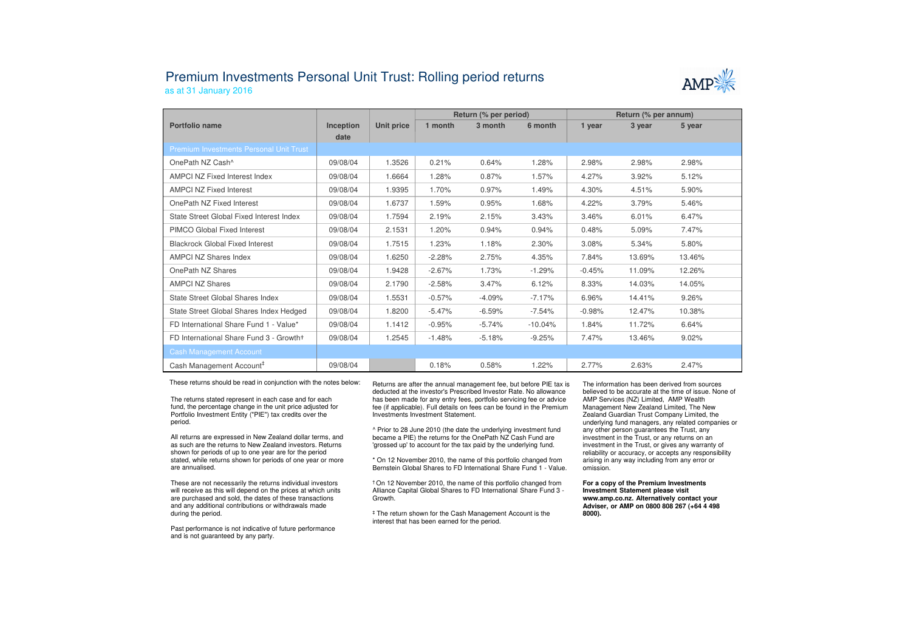# Premium Investments Personal Unit Trust: Rolling period returns

as at 31 January 2016

| Portfolio name | Inception date | Unit price | Return (% per period) | | | Return (% per annum) | | |
|---|---|---|---|---|---|---|---|---|
| | | | 1 month | 3 month | 6 month | 1 year | 3 year | 5 year |
| **Premium Investments Personal Unit Trust** | | | | | | | | |
| OnePath NZ Cash^ | 09/08/04 | 1.3526 | 0.21% | 0.64% | 1.28% | 2.98% | 2.98% | 2.98% |
| AMPCI NZ Fixed Interest Index | 09/08/04 | 1.6664 | 1.28% | 0.87% | 1.57% | 4.27% | 3.92% | 5.12% |
| AMPCI NZ Fixed Interest | 09/08/04 | 1.9395 | 1.70% | 0.97% | 1.49% | 4.30% | 4.51% | 5.90% |
| OnePath NZ Fixed Interest | 09/08/04 | 1.6737 | 1.59% | 0.95% | 1.68% | 4.22% | 3.79% | 5.46% |
| State Street Global Fixed Interest Index | 09/08/04 | 1.7594 | 2.19% | 2.15% | 3.43% | 3.46% | 6.01% | 6.47% |
| PIMCO Global Fixed Interest | 09/08/04 | 2.1531 | 1.20% | 0.94% | 0.94% | 0.48% | 5.09% | 7.47% |
| Blackrock Global Fixed Interest | 09/08/04 | 1.7515 | 1.23% | 1.18% | 2.30% | 3.08% | 5.34% | 5.80% |
| AMPCI NZ Shares Index | 09/08/04 | 1.6250 | -2.28% | 2.75% | 4.35% | 7.84% | 13.69% | 13.46% |
| OnePath NZ Shares | 09/08/04 | 1.9428 | -2.67% | 1.73% | -1.29% | -0.45% | 11.09% | 12.26% |
| AMPCI NZ Shares | 09/08/04 | 2.1790 | -2.58% | 3.47% | 6.12% | 8.33% | 14.03% | 14.05% |
| State Street Global Shares Index | 09/08/04 | 1.5531 | -0.57% | -4.09% | -7.17% | 6.96% | 14.41% | 9.26% |
| State Street Global Shares Index Hedged | 09/08/04 | 1.8200 | -5.47% | -6.59% | -7.54% | -0.98% | 12.47% | 10.38% |
| FD International Share Fund 1 - Value* | 09/08/04 | 1.1412 | -0.95% | -5.74% | -10.04% | 1.84% | 11.72% | 6.64% |
| FD International Share Fund 3 - Growth† | 09/08/04 | 1.2545 | -1.48% | -5.18% | -9.25% | 7.47% | 13.46% | 9.02% |
| **Cash Management Account** | | | | | | | | |
| Cash Management Account‡ | 09/08/04 | | 0.18% | 0.58% | 1.22% | 2.77% | 2.63% | 2.47% |

These returns should be read in conjunction with the notes below:

The returns stated represent in each case and for each fund, the percentage change in the unit price adjusted for Portfolio Investment Entity ("PIE") tax credits over the period.

All returns are expressed in New Zealand dollar terms, and as such are the returns to New Zealand investors. Returns shown for periods of up to one year are for the period stated, while returns shown for periods of one year or more are annualised.

These are not necessarily the returns individual investors will receive as this will depend on the prices at which units are purchased and sold, the dates of these transactions and any additional contributions or withdrawals made during the period.

Past performance is not indicative of future performance and is not guaranteed by any party.

Returns are after the annual management fee, but before PIE tax is deducted at the investor's Prescribed Investor Rate. No allowance has been made for any entry fees, portfolio servicing fee or advice fee (if applicable). Full details on fees can be found in the Premium Investments Investment Statement.

^ Prior to 28 June 2010 (the date the underlying investment fund became a PIE) the returns for the OnePath NZ Cash Fund are 'grossed up' to account for the tax paid by the underlying fund.

* On 12 November 2010, the name of this portfolio changed from Bernstein Global Shares to FD International Share Fund 1 - Value.

† On 12 November 2010, the name of this portfolio changed from Alliance Capital Global Shares to FD International Share Fund 3 - Growth.

‡ The return shown for the Cash Management Account is the interest that has been earned for the period.

The information has been derived from sources believed to be accurate at the time of issue. None of AMP Services (NZ) Limited, AMP Wealth Management New Zealand Limited, The New Zealand Guardian Trust Company Limited, the underlying fund managers, any related companies or any other person guarantees the Trust, any investment in the Trust, or any returns on an investment in the Trust, or gives any warranty of reliability or accuracy, or accepts any responsibility arising in any way including from any error or omission.

**For a copy of the Premium Investments Investment Statement please visit www.amp.co.nz. Alternatively contact your Adviser, or AMP on 0800 808 267 (+64 4 498 8000).**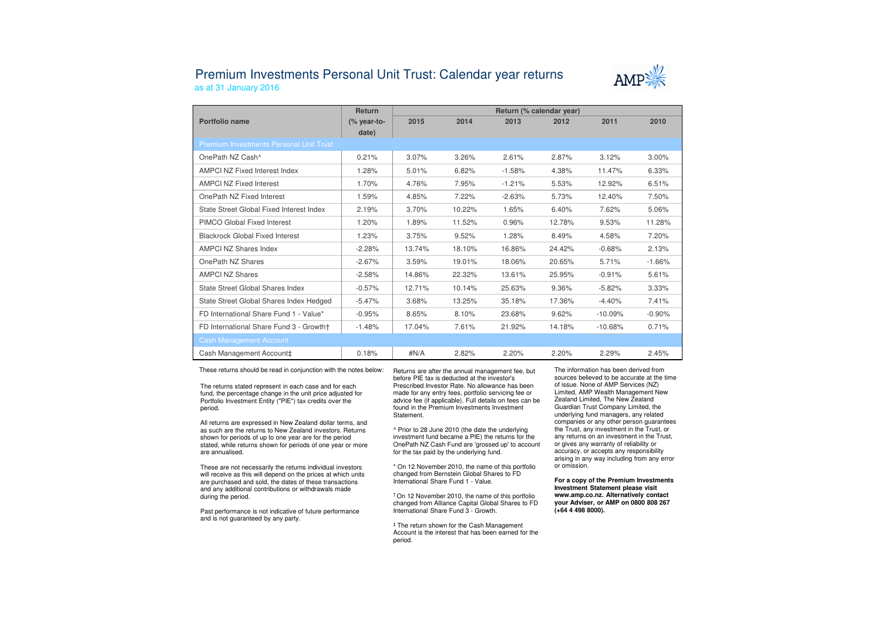# Premium Investments Personal Unit Trust: Calendar year returns

as at 31 January 2016

| Portfolio name | Return (% year-to-date) | Return (% calendar year) | | | | | |
|---|---|---|---|---|---|---|---|
| | | 2015 | 2014 | 2013 | 2012 | 2011 | 2010 |
| **Premium Investments Personal Unit Trust** | | | | | | | |
| OnePath NZ Cash^ | 0.21% | 3.07% | 3.26% | 2.61% | 2.87% | 3.12% | 3.00% |
| AMPCI NZ Fixed Interest Index | 1.28% | 5.01% | 6.82% | -1.58% | 4.38% | 11.47% | 6.33% |
| AMPCI NZ Fixed Interest | 1.70% | 4.76% | 7.95% | -1.21% | 5.53% | 12.92% | 6.51% |
| OnePath NZ Fixed Interest | 1.59% | 4.85% | 7.22% | -2.63% | 5.73% | 12.40% | 7.50% |
| State Street Global Fixed Interest Index | 2.19% | 3.70% | 10.22% | 1.65% | 6.40% | 7.62% | 5.06% |
| PIMCO Global Fixed Interest | 1.20% | 1.89% | 11.52% | 0.96% | 12.78% | 9.53% | 11.28% |
| Blackrock Global Fixed Interest | 1.23% | 3.75% | 9.52% | 1.28% | 8.49% | 4.58% | 7.20% |
| AMPCI NZ Shares Index | -2.28% | 13.74% | 18.10% | 16.86% | 24.42% | -0.68% | 2.13% |
| OnePath NZ Shares | -2.67% | 3.59% | 19.01% | 18.06% | 20.65% | 5.71% | -1.66% |
| AMPCI NZ Shares | -2.58% | 14.86% | 22.32% | 13.61% | 25.95% | -0.91% | 5.61% |
| State Street Global Shares Index | -0.57% | 12.71% | 10.14% | 25.63% | 9.36% | -5.82% | 3.33% |
| State Street Global Shares Index Hedged | -5.47% | 3.68% | 13.25% | 35.18% | 17.36% | -4.40% | 7.41% |
| FD International Share Fund 1 - Value* | -0.95% | 8.65% | 8.10% | 23.68% | 9.62% | -10.09% | -0.90% |
| FD International Share Fund 3 - Growth† | -1.48% | 17.04% | 7.61% | 21.92% | 14.18% | -10.68% | 0.71% |
| **Cash Management Account** | | | | | | | |
| Cash Management Account‡ | 0.18% | #N/A | 2.82% | 2.20% | 2.20% | 2.29% | 2.45% |

These returns should be read in conjunction with the notes below:

The returns stated represent in each case and for each fund, the percentage change in the unit price adjusted for Portfolio Investment Entity ("PIE") tax credits over the period.

All returns are expressed in New Zealand dollar terms, and as such are the returns to New Zealand investors. Returns shown for periods of up to one year are for the period stated, while returns shown for periods of one year or more are annualised.

These are not necessarily the returns individual investors will receive as this will depend on the prices at which units are purchased and sold, the dates of these transactions and any additional contributions or withdrawals made during the period.

Past performance is not indicative of future performance and is not guaranteed by any party.

Returns are after the annual management fee, but before PIE tax is deducted at the investor's Prescribed Investor Rate. No allowance has been made for any entry fees, portfolio servicing fee or advice fee (if applicable). Full details on fees can be found in the Premium Investments Investment Statement.

^ Prior to 28 June 2010 (the date the underlying investment fund became a PIE) the returns for the OnePath NZ Cash Fund are 'grossed up' to account for the tax paid by the underlying fund.

* On 12 November 2010, the name of this portfolio changed from Bernstein Global Shares to FD International Share Fund 1 - Value.

† On 12 November 2010, the name of this portfolio changed from Alliance Capital Global Shares to FD International Share Fund 3 - Growth.

‡ The return shown for the Cash Management Account is the interest that has been earned for the period.

The information has been derived from sources believed to be accurate at the time of issue. None of AMP Services (NZ) Limited, AMP Wealth Management New Zealand Limited, The New Zealand Guardian Trust Company Limited, the underlying fund managers, any related companies or any other person guarantees the Trust, any investment in the Trust, or any returns on an investment in the Trust, or gives any warranty of reliability or accuracy, or accepts any responsibility arising in any way including from any error or omission.

**For a copy of the Premium Investments Investment Statement please visit www.amp.co.nz. Alternatively contact your Adviser, or AMP on 0800 808 267 (+64 4 498 8000).**